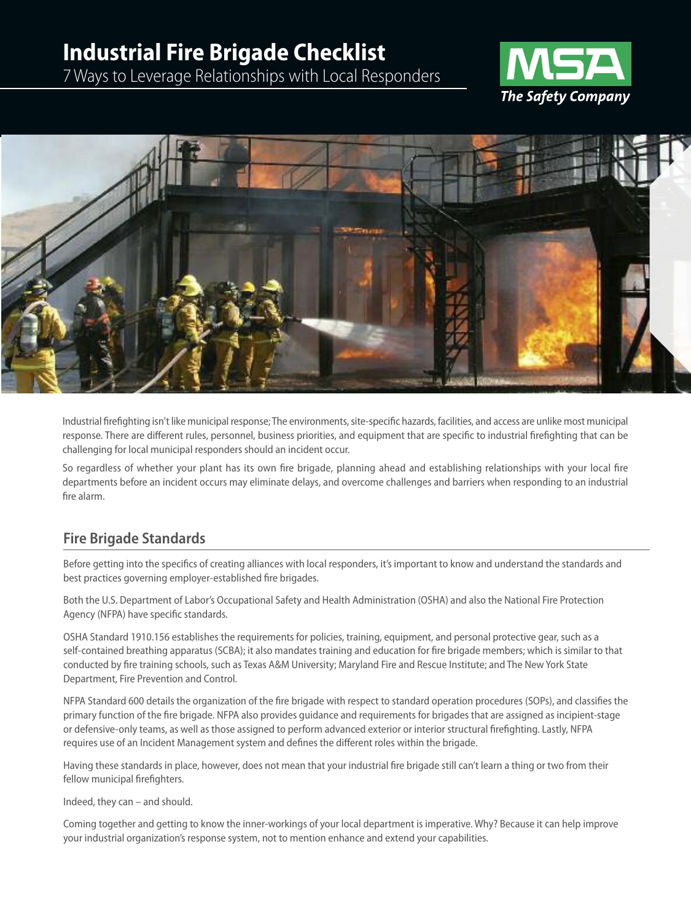# Industrial Fire Brigade Checklist

7 Ways to Leverage Relationships with Local Responders

MSA The Safety Company

Industrial firefighting isn't like municipal response; The environments, site-specific hazards, facilities, and access are unlike most municipal response. There are different rules, personnel, business priorities, and equipment that are specific to industrial firefighting that can be challenging for local municipal responders should an incident occur.

So regardless of whether your plant has its own fire brigade, planning ahead and establishing relationships with your local fire departments before an incident occurs may eliminate delays, and overcome challenges and barriers when responding to an industrial fire alarm.

## Fire Brigade Standards

Before getting into the specifics of creating alliances with local responders, it's important to know and understand the standards and best practices governing employer-established fire brigades.

Both the U.S. Department of Labor's Occupational Safety and Health Administration (OSHA) and also the National Fire Protection Agency (NFPA) have specific standards.

OSHA Standard 1910.156 establishes the requirements for policies, training, equipment, and personal protective gear, such as a self-contained breathing apparatus (SCBA); it also mandates training and education for fire brigade members; which is similar to that conducted by fire training schools, such as Texas A&M University; Maryland Fire and Rescue Institute; and The New York State Department, Fire Prevention and Control.

NFPA Standard 600 details the organization of the fire brigade with respect to standard operation procedures (SOPs), and classifies the primary function of the fire brigade. NFPA also provides guidance and requirements for brigades that are assigned as incipient-stage or defensive-only teams, as well as those assigned to perform advanced exterior or interior structural firefighting. Lastly, NFPA requires use of an Incident Management system and defines the different roles within the brigade.

Having these standards in place, however, does not mean that your industrial fire brigade still can't learn a thing or two from their fellow municipal firefighters.

Indeed, they can – and should.

Coming together and getting to know the inner-workings of your local department is imperative. Why? Because it can help improve your industrial organization's response system, not to mention enhance and extend your capabilities.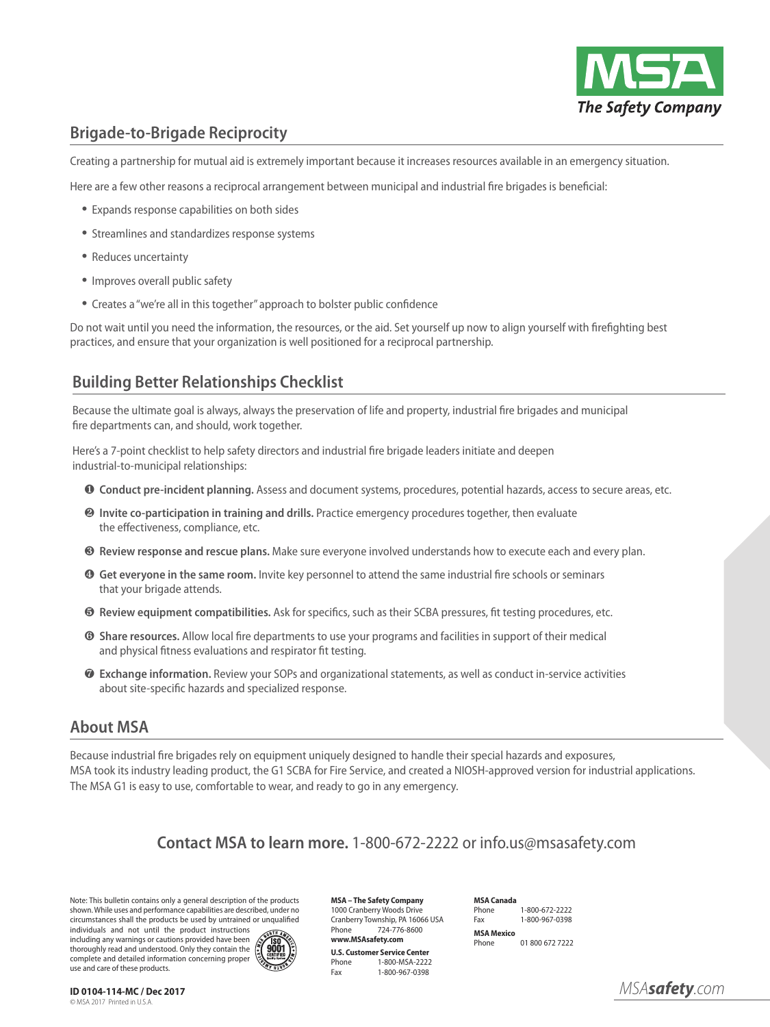## Brigade-to-Brigade Reciprocity

Creating a partnership for mutual aid is extremely important because it increases resources available in an emergency situation.

Here are a few other reasons a reciprocal arrangement between municipal and industrial fire brigades is beneficial:

- Expands response capabilities on both sides
- Streamlines and standardizes response systems
- Reduces uncertainty
- Improves overall public safety
- Creates a "we're all in this together" approach to bolster public confidence

Do not wait until you need the information, the resources, or the aid. Set yourself up now to align yourself with firefighting best practices, and ensure that your organization is well positioned for a reciprocal partnership.

## Building Better Relationships Checklist

Because the ultimate goal is always, always the preservation of life and property, industrial fire brigades and municipal fire departments can, and should, work together.

Here's a 7-point checklist to help safety directors and industrial fire brigade leaders initiate and deepen industrial-to-municipal relationships:

1. **Conduct pre-incident planning.** Assess and document systems, procedures, potential hazards, access to secure areas, etc.
2. **Invite co-participation in training and drills.** Practice emergency procedures together, then evaluate the effectiveness, compliance, etc.
3. **Review response and rescue plans.** Make sure everyone involved understands how to execute each and every plan.
4. **Get everyone in the same room.** Invite key personnel to attend the same industrial fire schools or seminars that your brigade attends.
5. **Review equipment compatibilities.** Ask for specifics, such as their SCBA pressures, fit testing procedures, etc.
6. **Share resources.** Allow local fire departments to use your programs and facilities in support of their medical and physical fitness evaluations and respirator fit testing.
7. **Exchange information.** Review your SOPs and organizational statements, as well as conduct in-service activities about site-specific hazards and specialized response.

## About MSA

Because industrial fire brigades rely on equipment uniquely designed to handle their special hazards and exposures, MSA took its industry leading product, the G1 SCBA for Fire Service, and created a NIOSH-approved version for industrial applications. The MSA G1 is easy to use, comfortable to wear, and ready to go in any emergency.

**Contact MSA to learn more.** 1-800-672-2222 or info.us@msasafety.com

Note: This bulletin contains only a general description of the products shown. While uses and performance capabilities are described, under no circumstances shall the products be used by untrained or unqualified individuals and not until the product instructions including any warnings or cautions provided have been thoroughly read and understood. Only they contain the complete and detailed information concerning proper use and care of these products.

**MSA – The Safety Company**
1000 Cranberry Woods Drive
Cranberry Township, PA 16066 USA
Phone 724-776-8600
**www.MSAsafety.com**

**U.S. Customer Service Center**
Phone 1-800-MSA-2222
Fax 1-800-967-0398

**MSA Canada**
Phone 1-800-672-2222
Fax 1-800-967-0398

**MSA Mexico**
Phone 01 800 672 7222

**ID 0104-114-MC / Dec 2017**
© MSA 2017 Printed in U.S.A.

MSA*safety*.com